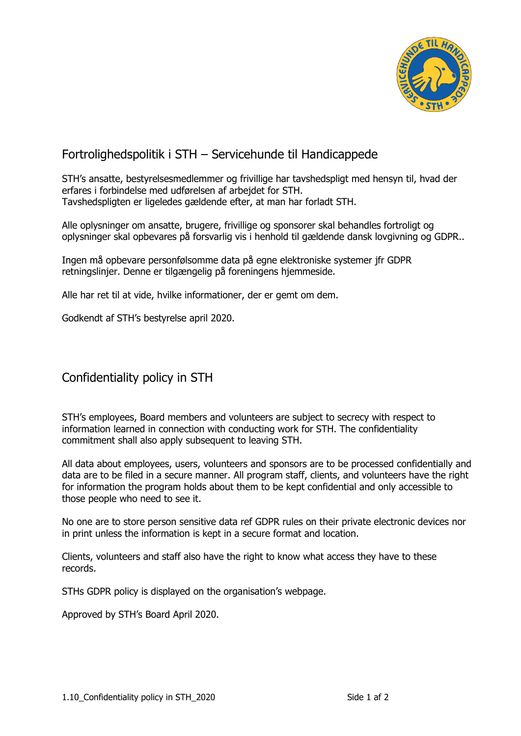## Fortrolighedspolitik i STH – Servicehunde til Handicappede

STH's ansatte, bestyrelsesmedlemmer og frivillige har tavshedspligt med hensyn til, hvad der erfares i forbindelse med udførelsen af arbejdet for STH.
Tavshedspligten er ligeledes gældende efter, at man har forladt STH.

Alle oplysninger om ansatte, brugere, frivillige og sponsorer skal behandles fortroligt og oplysninger skal opbevares på forsvarlig vis i henhold til gældende dansk lovgivning og GDPR..

Ingen må opbevare personfølsomme data på egne elektroniske systemer jfr GDPR retningslinjer. Denne er tilgængelig på foreningens hjemmeside.

Alle har ret til at vide, hvilke informationer, der er gemt om dem.

Godkendt af STH's bestyrelse april 2020.

## Confidentiality policy in STH

STH's employees, Board members and volunteers are subject to secrecy with respect to information learned in connection with conducting work for STH. The confidentiality commitment shall also apply subsequent to leaving STH.

All data about employees, users, volunteers and sponsors are to be processed confidentially and data are to be filed in a secure manner. All program staff, clients, and volunteers have the right for information the program holds about them to be kept confidential and only accessible to those people who need to see it.

No one are to store person sensitive data ref GDPR rules on their private electronic devices nor in print unless the information is kept in a secure format and location.

Clients, volunteers and staff also have the right to know what access they have to these records.

STHs GDPR policy is displayed on the organisation's webpage.

Approved by STH's Board April 2020.